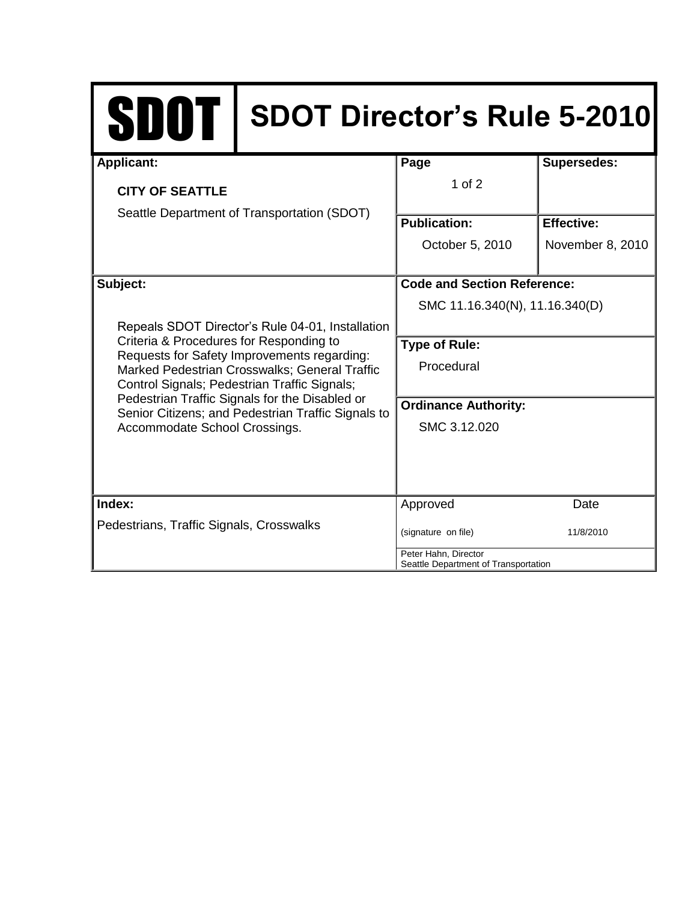# SDOT | SDOT Director's Rule 5-2010

| Applicant: | Page | Supersedes: |
|---|---|---|
| **CITY OF SEATTLE**<br>Seattle Department of Transportation (SDOT) | 1 of 2 | |
| | **Publication:** October 5, 2010 | **Effective:** November 8, 2010 |

| Subject: | Code and Section Reference: |
|---|---|
| Repeals SDOT Director's Rule 04-01, Installation Criteria & Procedures for Responding to Requests for Safety Improvements regarding: Marked Pedestrian Crosswalks; General Traffic Control Signals; Pedestrian Traffic Signals; Pedestrian Traffic Signals for the Disabled or Senior Citizens; and Pedestrian Traffic Signals to Accommodate School Crossings. | SMC 11.16.340(N), 11.16.340(D) |
| | **Type of Rule:** Procedural |
| | **Ordinance Authority:** SMC 3.12.020 |

| Index: | Approved | Date |
|---|---|---|
| Pedestrians, Traffic Signals, Crosswalks | (signature on file) | 11/8/2010 |
| | Peter Hahn, Director<br>Seattle Department of Transportation | |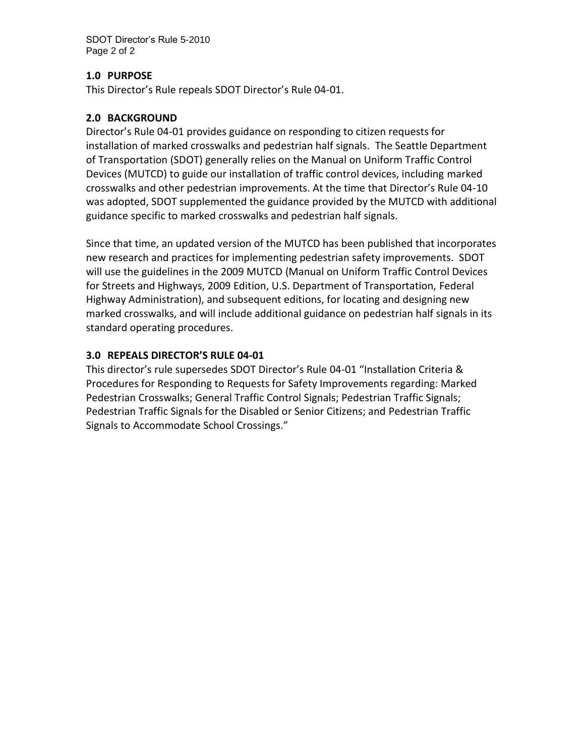## 1.0 PURPOSE

This Director's Rule repeals SDOT Director's Rule 04-01.

## 2.0 BACKGROUND

Director's Rule 04-01 provides guidance on responding to citizen requests for installation of marked crosswalks and pedestrian half signals. The Seattle Department of Transportation (SDOT) generally relies on the Manual on Uniform Traffic Control Devices (MUTCD) to guide our installation of traffic control devices, including marked crosswalks and other pedestrian improvements. At the time that Director's Rule 04-10 was adopted, SDOT supplemented the guidance provided by the MUTCD with additional guidance specific to marked crosswalks and pedestrian half signals.

Since that time, an updated version of the MUTCD has been published that incorporates new research and practices for implementing pedestrian safety improvements. SDOT will use the guidelines in the 2009 MUTCD (Manual on Uniform Traffic Control Devices for Streets and Highways, 2009 Edition, U.S. Department of Transportation, Federal Highway Administration), and subsequent editions, for locating and designing new marked crosswalks, and will include additional guidance on pedestrian half signals in its standard operating procedures.

## 3.0 REPEALS DIRECTOR'S RULE 04-01

This director's rule supersedes SDOT Director's Rule 04-01 "Installation Criteria & Procedures for Responding to Requests for Safety Improvements regarding: Marked Pedestrian Crosswalks; General Traffic Control Signals; Pedestrian Traffic Signals; Pedestrian Traffic Signals for the Disabled or Senior Citizens; and Pedestrian Traffic Signals to Accommodate School Crossings."